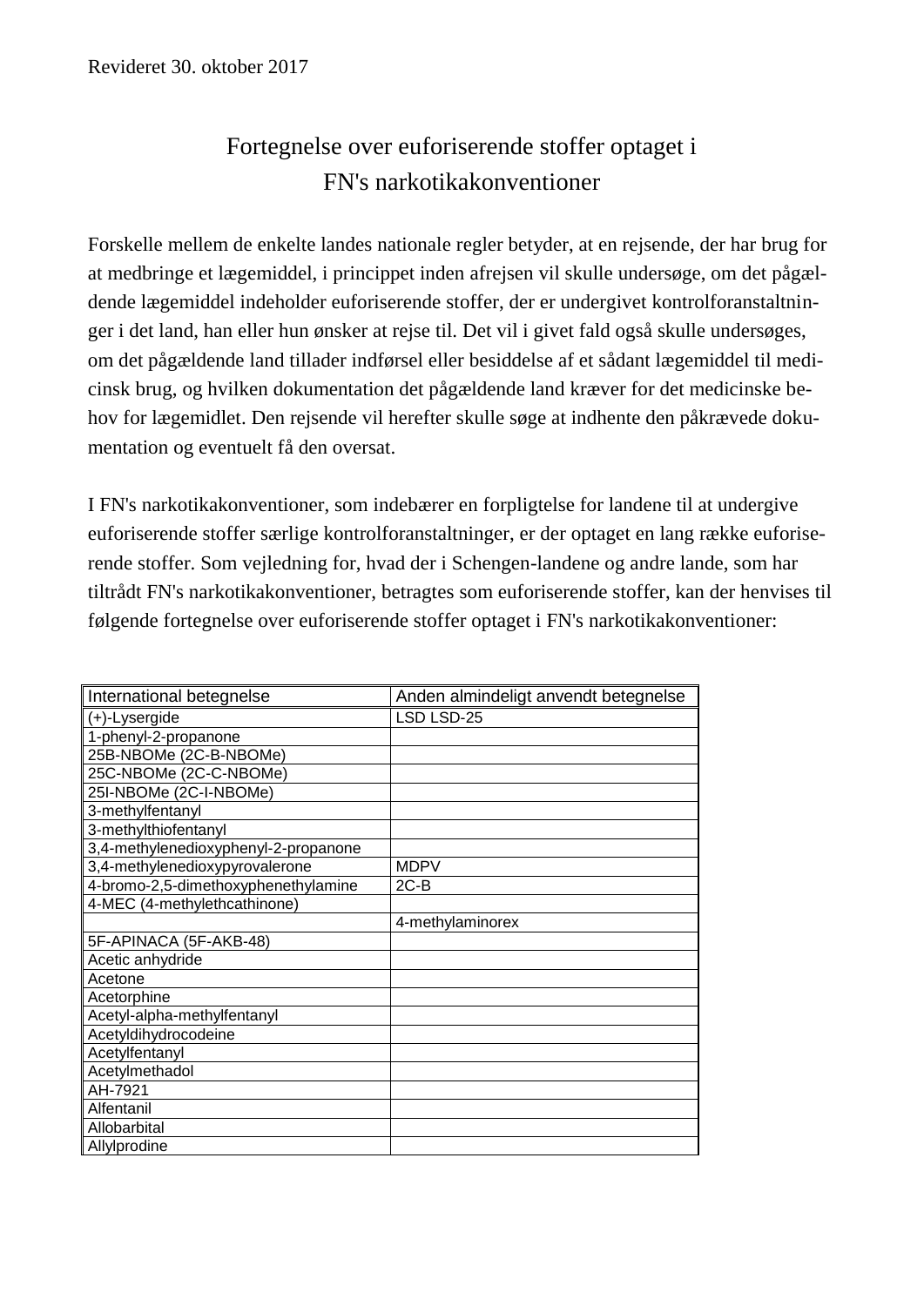Revideret 30. oktober 2017

# Fortegnelse over euforiserende stoffer optaget i FN's narkotikakonventioner

Forskelle mellem de enkelte landes nationale regler betyder, at en rejsende, der har brug for at medbringe et lægemiddel, i princippet inden afrejsen vil skulle undersøge, om det pågældende lægemiddel indeholder euforiserende stoffer, der er undergivet kontrolforanstaltninger i det land, han eller hun ønsker at rejse til. Det vil i givet fald også skulle undersøges, om det pågældende land tillader indførsel eller besiddelse af et sådant lægemiddel til medicinsk brug, og hvilken dokumentation det pågældende land kræver for det medicinske behov for lægemidlet. Den rejsende vil herefter skulle søge at indhente den påkrævede dokumentation og eventuelt få den oversat.

I FN's narkotikakonventioner, som indebærer en forpligtelse for landene til at undergive euforiserende stoffer særlige kontrolforanstaltninger, er der optaget en lang række euforiserende stoffer. Som vejledning for, hvad der i Schengen-landene og andre lande, som har tiltrådt FN's narkotikakonventioner, betragtes som euforiserende stoffer, kan der henvises til følgende fortegnelse over euforiserende stoffer optaget i FN's narkotikakonventioner:

| International betegnelse | Anden almindeligt anvendt betegnelse |
|---|---|
| (+)-Lysergide | LSD LSD-25 |
| 1-phenyl-2-propanone | |
| 25B-NBOMe (2C-B-NBOMe) | |
| 25C-NBOMe (2C-C-NBOMe) | |
| 25I-NBOMe (2C-I-NBOMe) | |
| 3-methylfentanyl | |
| 3-methylthiofentanyl | |
| 3,4-methylenedioxyphenyl-2-propanone | |
| 3,4-methylenedioxypyrovalerone | MDPV |
| 4-bromo-2,5-dimethoxyphenethylamine | 2C-B |
| 4-MEC (4-methylethcathinone) | |
| | 4-methylaminorex |
| 5F-APINACA (5F-AKB-48) | |
| Acetic anhydride | |
| Acetone | |
| Acetorphine | |
| Acetyl-alpha-methylfentanyl | |
| Acetyldihydrocodeine | |
| Acetylfentanyl | |
| Acetylmethadol | |
| AH-7921 | |
| Alfentanil | |
| Allobarbital | |
| Allylprodine | |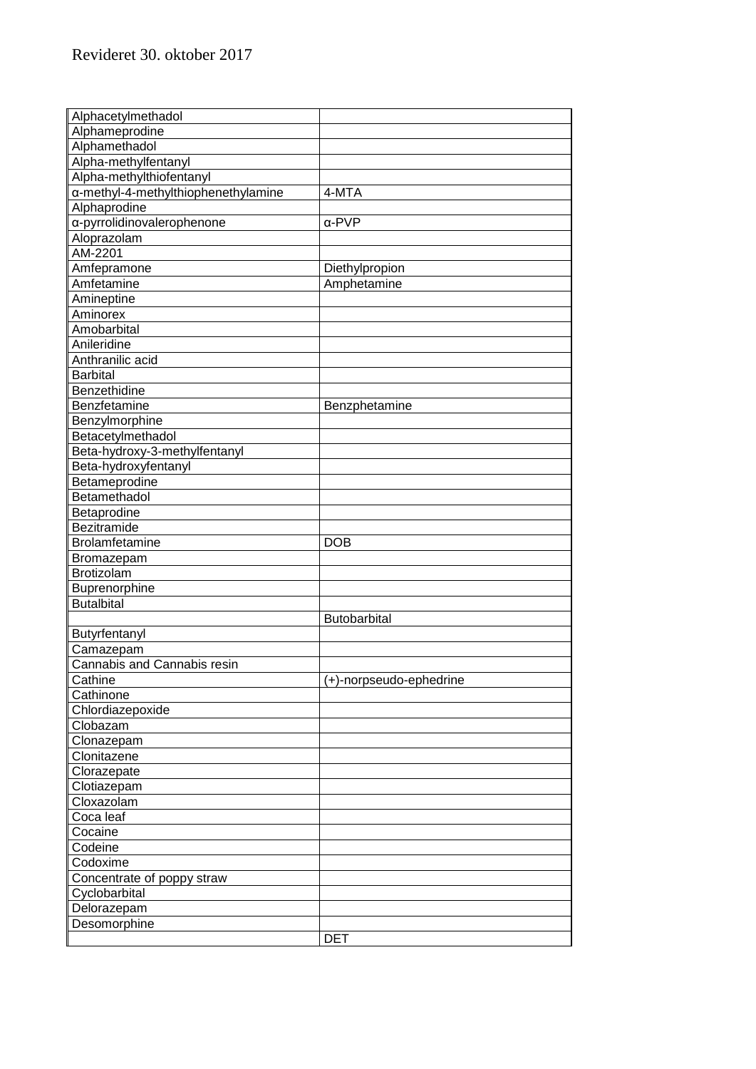Revideret 30. oktober 2017

| Alphacetylmethadol | |
|---|---|
| Alphameprodine | |
| Alphamethadol | |
| Alpha-methylfentanyl | |
| Alpha-methylthiofentanyl | |
| α-methyl-4-methylthiophenethylamine | 4-MTA |
| Alphaprodine | |
| α-pyrrolidinovalerophenone | α-PVP |
| Aloprazolam | |
| AM-2201 | |
| Amfepramone | Diethylpropion |
| Amfetamine | Amphetamine |
| Amineptine | |
| Aminorex | |
| Amobarbital | |
| Anileridine | |
| Anthranilic acid | |
| Barbital | |
| Benzethidine | |
| Benzfetamine | Benzphetamine |
| Benzylmorphine | |
| Betacetylmethadol | |
| Beta-hydroxy-3-methylfentanyl | |
| Beta-hydroxyfentanyl | |
| Betameprodine | |
| Betamethadol | |
| Betaprodine | |
| Bezitramide | |
| Brolamfetamine | DOB |
| Bromazepam | |
| Brotizolam | |
| Buprenorphine | |
| Butalbital | |
| | Butobarbital |
| Butyrfentanyl | |
| Camazepam | |
| Cannabis and Cannabis resin | |
| Cathine | (+)-norpseudo-ephedrine |
| Cathinone | |
| Chlordiazepoxide | |
| Clobazam | |
| Clonazepam | |
| Clonitazene | |
| Clorazepate | |
| Clotiazepam | |
| Cloxazolam | |
| Coca leaf | |
| Cocaine | |
| Codeine | |
| Codoxime | |
| Concentrate of poppy straw | |
| Cyclobarbital | |
| Delorazepam | |
| Desomorphine | |
| | DET |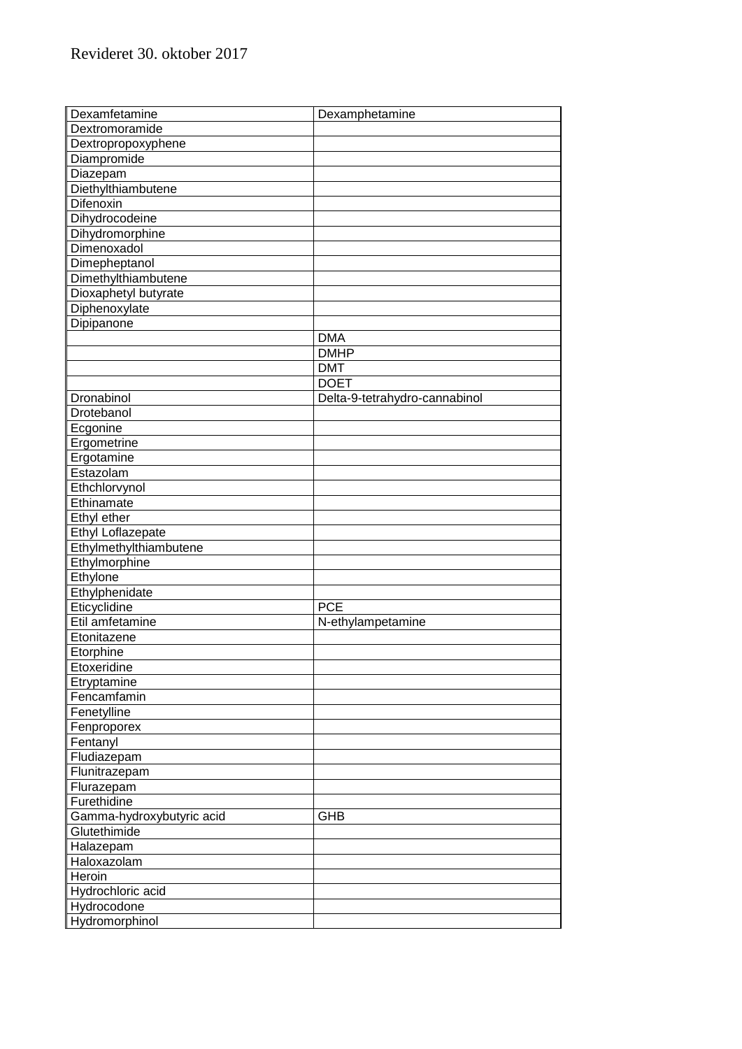Revideret 30. oktober 2017

| | |
|---|---|
| Dexamfetamine | Dexamphetamine |
| Dextromoramide | |
| Dextropropoxyphene | |
| Diampromide | |
| Diazepam | |
| Diethylthiambutene | |
| Difenoxin | |
| Dihydrocodeine | |
| Dihydromorphine | |
| Dimenoxadol | |
| Dimepheptanol | |
| Dimethylthiambutene | |
| Dioxaphetyl butyrate | |
| Diphenoxylate | |
| Dipipanone | |
| | DMA |
| | DMHP |
| | DMT |
| | DOET |
| Dronabinol | Delta-9-tetrahydro-cannabinol |
| Drotebanol | |
| Ecgonine | |
| Ergometrine | |
| Ergotamine | |
| Estazolam | |
| Ethchlorvynol | |
| Ethinamate | |
| Ethyl ether | |
| Ethyl Loflazepate | |
| Ethylmethylthiambutene | |
| Ethylmorphine | |
| Ethylone | |
| Ethylphenidate | |
| Eticyclidine | PCE |
| Etil amfetamine | N-ethylampetamine |
| Etonitazene | |
| Etorphine | |
| Etoxeridine | |
| Etryptamine | |
| Fencamfamin | |
| Fenetylline | |
| Fenproporex | |
| Fentanyl | |
| Fludiazepam | |
| Flunitrazepam | |
| Flurazepam | |
| Furethidine | |
| Gamma-hydroxybutyric acid | GHB |
| Glutethimide | |
| Halazepam | |
| Haloxazolam | |
| Heroin | |
| Hydrochloric acid | |
| Hydrocodone | |
| Hydromorphinol | |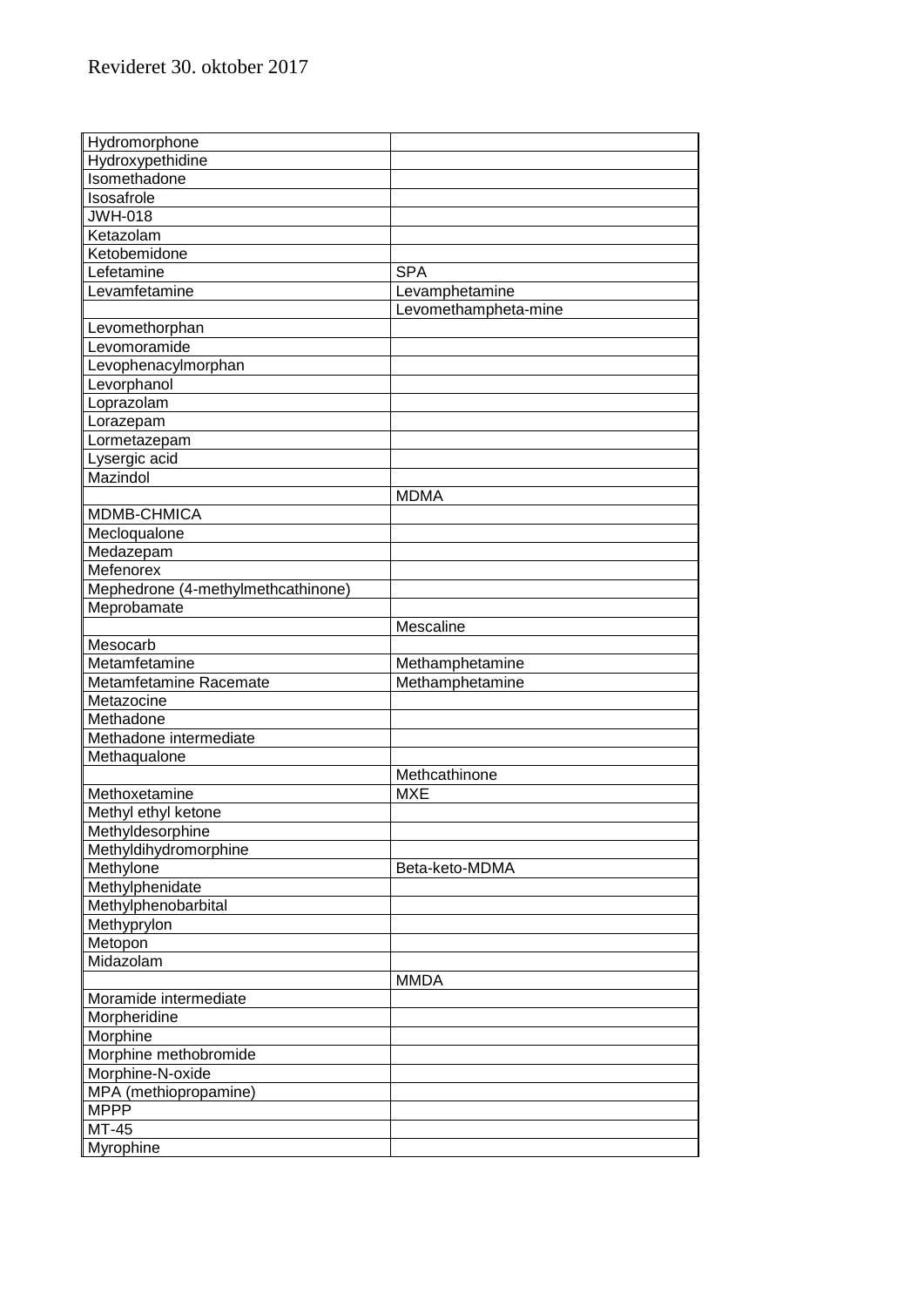Revideret 30. oktober 2017

| | |
|---|---|
| Hydromorphone | |
| Hydroxypethidine | |
| Isomethadone | |
| Isosafrole | |
| JWH-018 | |
| Ketazolam | |
| Ketobemidone | |
| Lefetamine | SPA |
| Levamfetamine | Levamphetamine |
| | Levomethampheta-mine |
| Levomethorphan | |
| Levomoramide | |
| Levophenacylmorphan | |
| Levorphanol | |
| Loprazolam | |
| Lorazepam | |
| Lormetazepam | |
| Lysergic acid | |
| Mazindol | |
| | MDMA |
| MDMB-CHMICA | |
| Mecloqualone | |
| Medazepam | |
| Mefenorex | |
| Mephedrone (4-methylmethcathinone) | |
| Meprobamate | |
| | Mescaline |
| Mesocarb | |
| Metamfetamine | Methamphetamine |
| Metamfetamine Racemate | Methamphetamine |
| Metazocine | |
| Methadone | |
| Methadone intermediate | |
| Methaqualone | |
| | Methcathinone |
| Methoxetamine | MXE |
| Methyl ethyl ketone | |
| Methyldesorphine | |
| Methyldihydromorphine | |
| Methylone | Beta-keto-MDMA |
| Methylphenidate | |
| Methylphenobarbital | |
| Methyprylon | |
| Metopon | |
| Midazolam | |
| | MMDA |
| Moramide intermediate | |
| Morpheridine | |
| Morphine | |
| Morphine methobromide | |
| Morphine-N-oxide | |
| MPA (methiopropamine) | |
| MPPP | |
| MT-45 | |
| Myrophine | |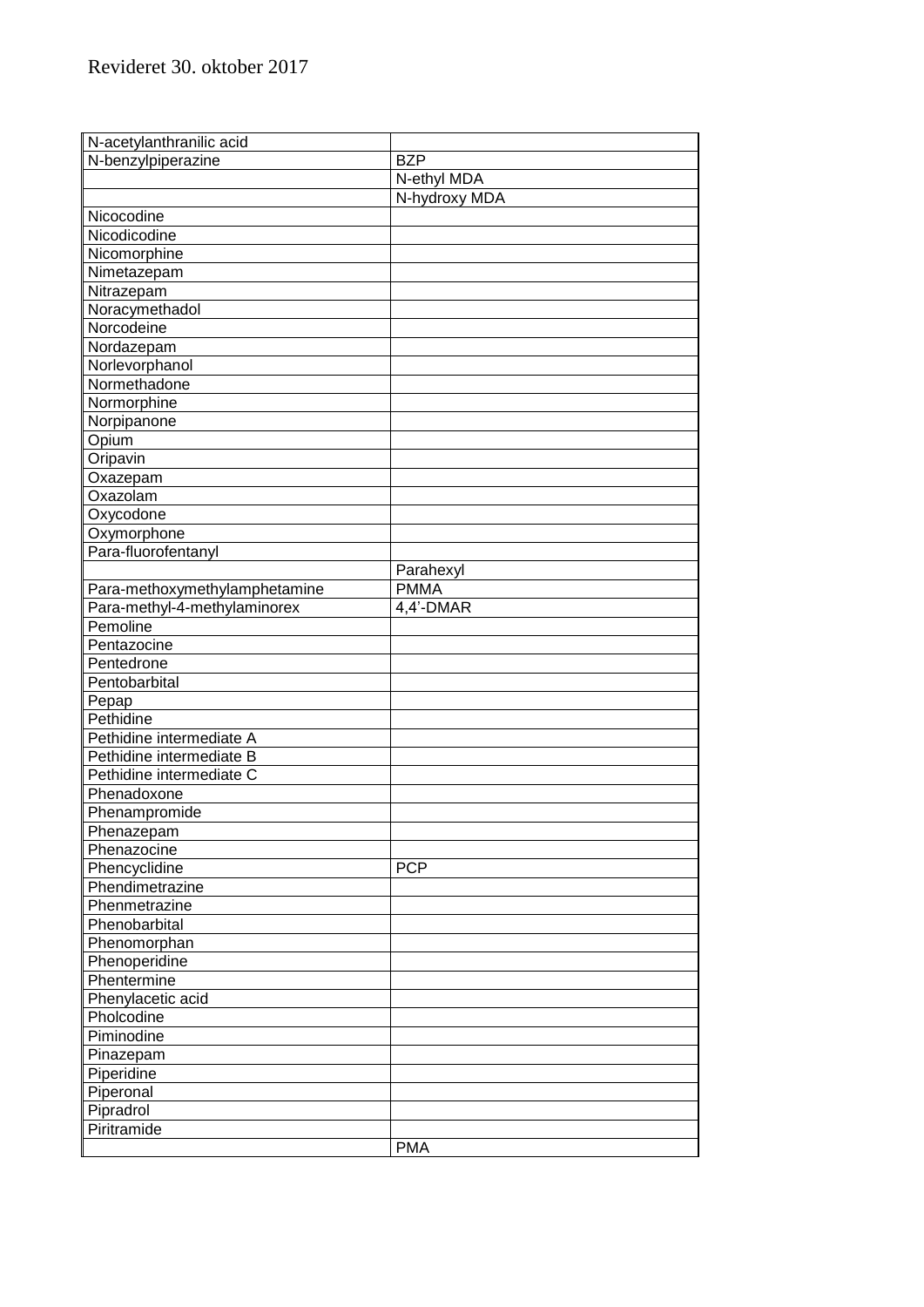Revideret 30. oktober 2017

| | |
|---|---|
| N-acetylanthranilic acid | |
| N-benzylpiperazine | BZP |
| | N-ethyl MDA |
| | N-hydroxy MDA |
| Nicocodine | |
| Nicodicodine | |
| Nicomorphine | |
| Nimetazepam | |
| Nitrazepam | |
| Noracymethadol | |
| Norcodeine | |
| Nordazepam | |
| Norlevorphanol | |
| Normethadone | |
| Normorphine | |
| Norpipanone | |
| Opium | |
| Oripavin | |
| Oxazepam | |
| Oxazolam | |
| Oxycodone | |
| Oxymorphone | |
| Para-fluorofentanyl | |
| | Parahexyl |
| Para-methoxymethylamphetamine | PMMA |
| Para-methyl-4-methylaminorex | 4,4'-DMAR |
| Pemoline | |
| Pentazocine | |
| Pentedrone | |
| Pentobarbital | |
| Pepap | |
| Pethidine | |
| Pethidine intermediate A | |
| Pethidine intermediate B | |
| Pethidine intermediate C | |
| Phenadoxone | |
| Phenampromide | |
| Phenazepam | |
| Phenazocine | |
| Phencyclidine | PCP |
| Phendimetrazine | |
| Phenmetrazine | |
| Phenobarbital | |
| Phenomorphan | |
| Phenoperidine | |
| Phentermine | |
| Phenylacetic acid | |
| Pholcodine | |
| Piminodine | |
| Pinazepam | |
| Piperidine | |
| Piperonal | |
| Pipradrol | |
| Piritramide | |
| | PMA |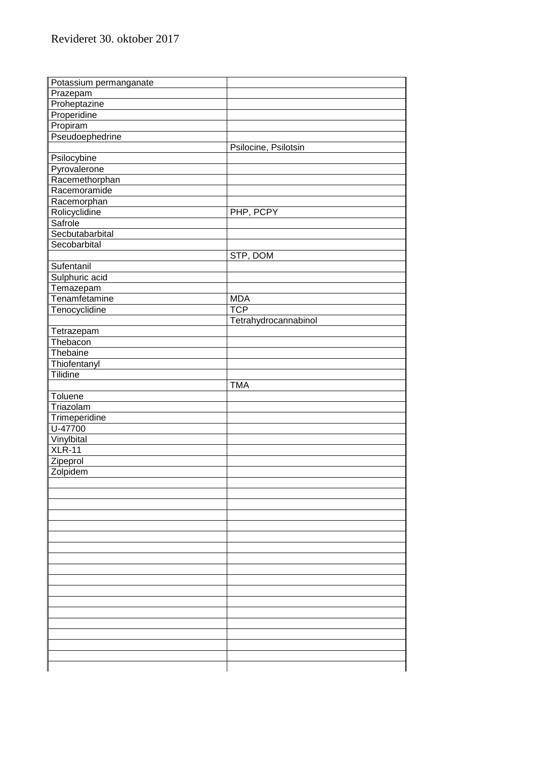Revideret 30. oktober 2017

| | |
|---|---|
| Potassium permanganate | |
| Prazepam | |
| Proheptazine | |
| Properidine | |
| Propiram | |
| Pseudoephedrine | |
| | Psilocine, Psilotsin |
| Psilocybine | |
| Pyrovalerone | |
| Racemethorphan | |
| Racemoramide | |
| Racemorphan | |
| Rolicyclidine | PHP, PCPY |
| Safrole | |
| Secbutabarbital | |
| Secobarbital | |
| | STP, DOM |
| Sufentanil | |
| Sulphuric acid | |
| Temazepam | |
| Tenamfetamine | MDA |
| Tenocyclidine | TCP |
| | Tetrahydrocannabinol |
| Tetrazepam | |
| Thebacon | |
| Thebaine | |
| Thiofentanyl | |
| Tilidine | |
| | TMA |
| Toluene | |
| Triazolam | |
| Trimeperidine | |
| U-47700 | |
| Vinylbital | |
| XLR-11 | |
| Zipeprol | |
| Zolpidem | |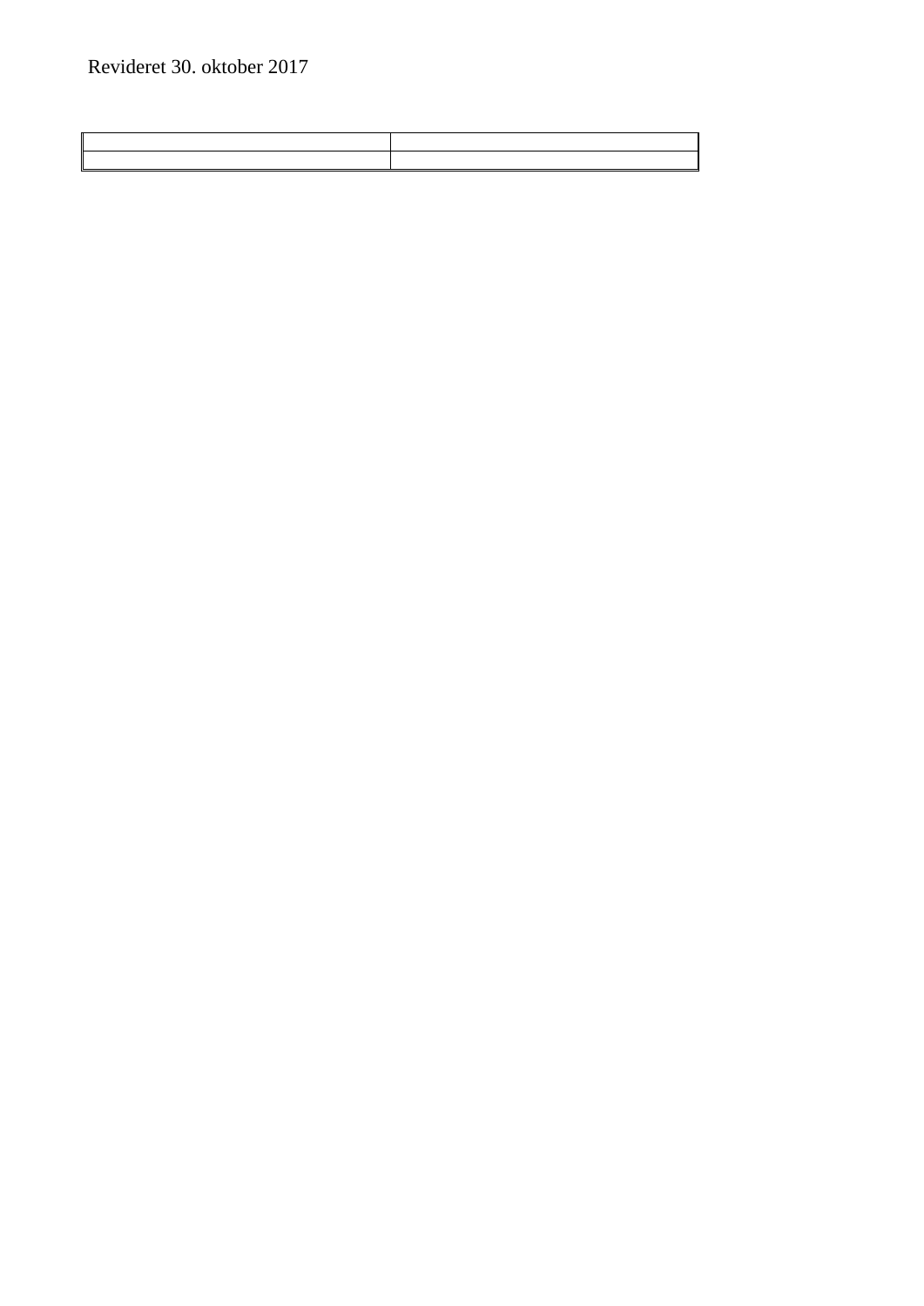Revideret 30. oktober 2017

| | |
|---|---|
| | |